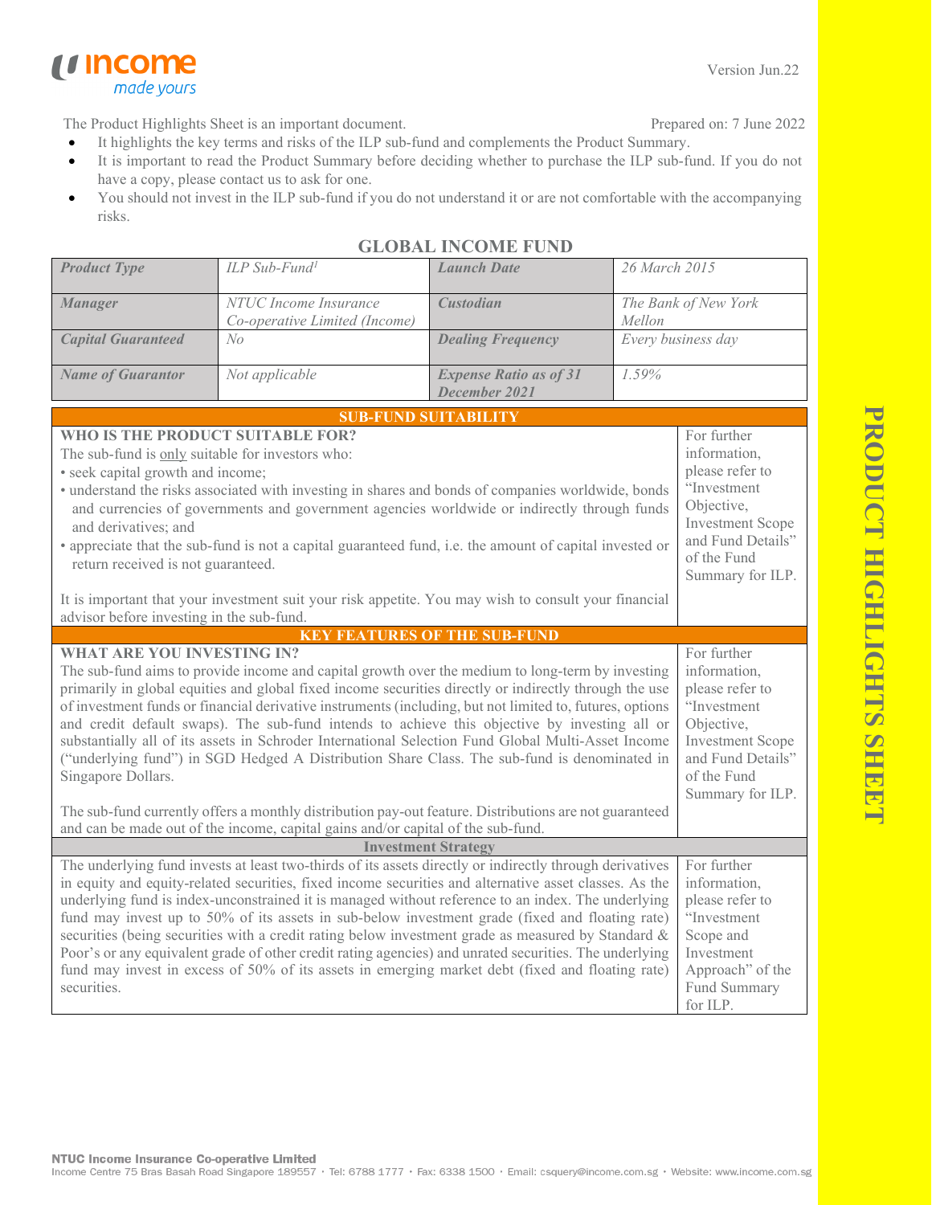Version Jun.22

The Product Highlights Sheet is an important document.

Prepared on: 7 June 2022

- It highlights the key terms and risks of the ILP sub-fund and complements the Product Summary.
- It is important to read the Product Summary before deciding whether to purchase the ILP sub-fund. If you do not have a copy, please contact us to ask for one.
- You should not invest in the ILP sub-fund if you do not understand it or are not comfortable with the accompanying risks.

# GLOBAL INCOME FUND

| *Product Type* | *ILP Sub-Fund*[1] | *Launch Date* | *26 March 2015* |
|---|---|---|---|
| *Manager* | *NTUC Income Insurance Co-operative Limited (Income)* | *Custodian* | *The Bank of New York Mellon* |
| *Capital Guaranteed* | *No* | *Dealing Frequency* | *Every business day* |
| *Name of Guarantor* | *Not applicable* | *Expense Ratio as of 31 December 2021* | *1.59%* |

## SUB-FUND SUITABILITY

**WHO IS THE PRODUCT SUITABLE FOR?**

The sub-fund is only suitable for investors who:

- seek capital growth and income;
- understand the risks associated with investing in shares and bonds of companies worldwide, bonds and currencies of governments and government agencies worldwide or indirectly through funds and derivatives; and
- appreciate that the sub-fund is not a capital guaranteed fund, i.e. the amount of capital invested or return received is not guaranteed.

It is important that your investment suit your risk appetite. You may wish to consult your financial advisor before investing in the sub-fund.

For further information, please refer to "Investment Objective, Investment Scope and Fund Details" of the Fund Summary for ILP.

## KEY FEATURES OF THE SUB-FUND

**WHAT ARE YOU INVESTING IN?**

The sub-fund aims to provide income and capital growth over the medium to long-term by investing primarily in global equities and global fixed income securities directly or indirectly through the use of investment funds or financial derivative instruments (including, but not limited to, futures, options and credit default swaps). The sub-fund intends to achieve this objective by investing all or substantially all of its assets in Schroder International Selection Fund Global Multi-Asset Income ("underlying fund") in SGD Hedged A Distribution Share Class. The sub-fund is denominated in Singapore Dollars.

The sub-fund currently offers a monthly distribution pay-out feature. Distributions are not guaranteed and can be made out of the income, capital gains and/or capital of the sub-fund.

For further information, please refer to "Investment Objective, Investment Scope and Fund Details" of the Fund Summary for ILP.

### Investment Strategy

The underlying fund invests at least two-thirds of its assets directly or indirectly through derivatives in equity and equity-related securities, fixed income securities and alternative asset classes. As the underlying fund is index-unconstrained it is managed without reference to an index. The underlying fund may invest up to 50% of its assets in sub-below investment grade (fixed and floating rate) securities (being securities with a credit rating below investment grade as measured by Standard & Poor's or any equivalent grade of other credit rating agencies) and unrated securities. The underlying fund may invest in excess of 50% of its assets in emerging market debt (fixed and floating rate) securities.

For further information, please refer to "Investment Scope and Investment Approach" of the Fund Summary for ILP.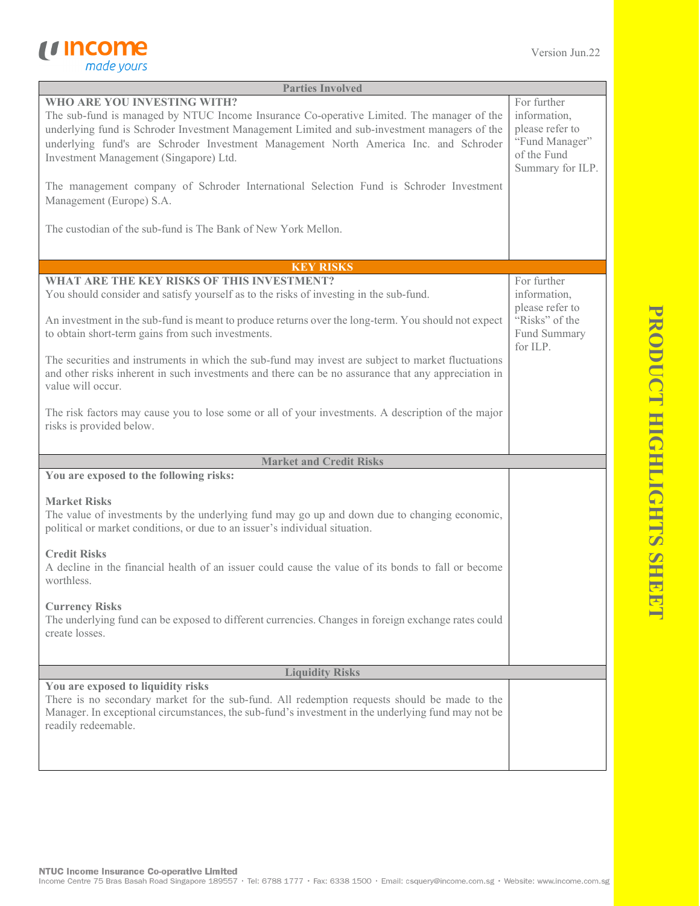## Parties Involved

| | |
|---|---|
| **WHO ARE YOU INVESTING WITH?**<br>The sub-fund is managed by NTUC Income Insurance Co-operative Limited. The manager of the underlying fund is Schroder Investment Management Limited and sub-investment managers of the underlying fund's are Schroder Investment Management North America Inc. and Schroder Investment Management (Singapore) Ltd.<br><br>The management company of Schroder International Selection Fund is Schroder Investment Management (Europe) S.A.<br><br>The custodian of the sub-fund is The Bank of New York Mellon. | For further information, please refer to "Fund Manager" of the Fund Summary for ILP. |

## KEY RISKS

| | |
|---|---|
| **WHAT ARE THE KEY RISKS OF THIS INVESTMENT?**<br>You should consider and satisfy yourself as to the risks of investing in the sub-fund.<br><br>An investment in the sub-fund is meant to produce returns over the long-term. You should not expect to obtain short-term gains from such investments.<br><br>The securities and instruments in which the sub-fund may invest are subject to market fluctuations and other risks inherent in such investments and there can be no assurance that any appreciation in value will occur.<br><br>The risk factors may cause you to lose some or all of your investments. A description of the major risks is provided below. | For further information, please refer to "Risks" of the Fund Summary for ILP. |

### Market and Credit Risks

**You are exposed to the following risks:**

**Market Risks**
The value of investments by the underlying fund may go up and down due to changing economic, political or market conditions, or due to an issuer's individual situation.

**Credit Risks**
A decline in the financial health of an issuer could cause the value of its bonds to fall or become worthless.

**Currency Risks**
The underlying fund can be exposed to different currencies. Changes in foreign exchange rates could create losses.

### Liquidity Risks

**You are exposed to liquidity risks**
There is no secondary market for the sub-fund. All redemption requests should be made to the Manager. In exceptional circumstances, the sub-fund's investment in the underlying fund may not be readily redeemable.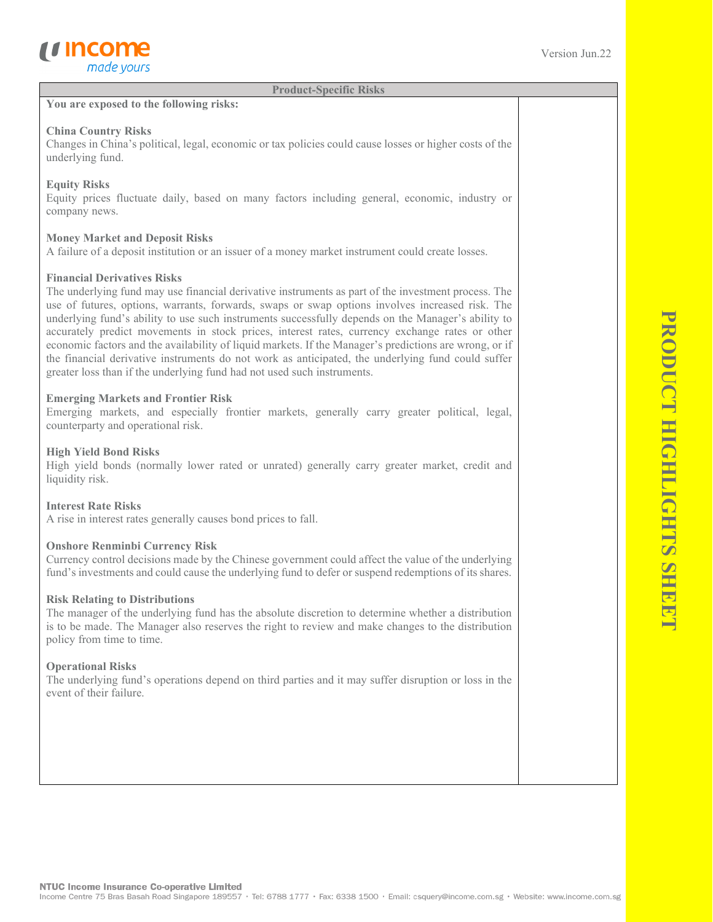## Product-Specific Risks

**You are exposed to the following risks:**

**China Country Risks**
Changes in China's political, legal, economic or tax policies could cause losses or higher costs of the underlying fund.

**Equity Risks**
Equity prices fluctuate daily, based on many factors including general, economic, industry or company news.

**Money Market and Deposit Risks**
A failure of a deposit institution or an issuer of a money market instrument could create losses.

**Financial Derivatives Risks**
The underlying fund may use financial derivative instruments as part of the investment process. The use of futures, options, warrants, forwards, swaps or swap options involves increased risk. The underlying fund's ability to use such instruments successfully depends on the Manager's ability to accurately predict movements in stock prices, interest rates, currency exchange rates or other economic factors and the availability of liquid markets. If the Manager's predictions are wrong, or if the financial derivative instruments do not work as anticipated, the underlying fund could suffer greater loss than if the underlying fund had not used such instruments.

**Emerging Markets and Frontier Risk**
Emerging markets, and especially frontier markets, generally carry greater political, legal, counterparty and operational risk.

**High Yield Bond Risks**
High yield bonds (normally lower rated or unrated) generally carry greater market, credit and liquidity risk.

**Interest Rate Risks**
A rise in interest rates generally causes bond prices to fall.

**Onshore Renminbi Currency Risk**
Currency control decisions made by the Chinese government could affect the value of the underlying fund's investments and could cause the underlying fund to defer or suspend redemptions of its shares.

**Risk Relating to Distributions**
The manager of the underlying fund has the absolute discretion to determine whether a distribution is to be made. The Manager also reserves the right to review and make changes to the distribution policy from time to time.

**Operational Risks**
The underlying fund's operations depend on third parties and it may suffer disruption or loss in the event of their failure.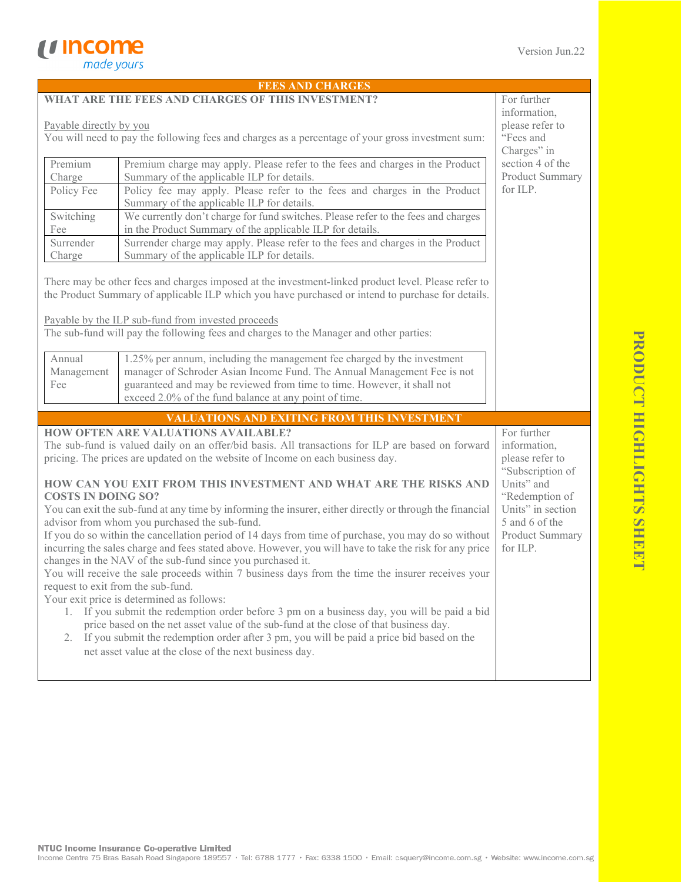## FEES AND CHARGES

**WHAT ARE THE FEES AND CHARGES OF THIS INVESTMENT?**

Payable directly by you

You will need to pay the following fees and charges as a percentage of your gross investment sum:

| | |
|---|---|
| Premium Charge | Premium charge may apply. Please refer to the fees and charges in the Product Summary of the applicable ILP for details. |
| Policy Fee | Policy fee may apply. Please refer to the fees and charges in the Product Summary of the applicable ILP for details. |
| Switching Fee | We currently don't charge for fund switches. Please refer to the fees and charges in the Product Summary of the applicable ILP for details. |
| Surrender Charge | Surrender charge may apply. Please refer to the fees and charges in the Product Summary of the applicable ILP for details. |

There may be other fees and charges imposed at the investment-linked product level. Please refer to the Product Summary of applicable ILP which you have purchased or intend to purchase for details.

Payable by the ILP sub-fund from invested proceeds

The sub-fund will pay the following fees and charges to the Manager and other parties:

| | |
|---|---|
| Annual Management Fee | 1.25% per annum, including the management fee charged by the investment manager of Schroder Asian Income Fund. The Annual Management Fee is not guaranteed and may be reviewed from time to time. However, it shall not exceed 2.0% of the fund balance at any point of time. |

For further information, please refer to "Fees and Charges" in section 4 of the Product Summary for ILP.

## VALUATIONS AND EXITING FROM THIS INVESTMENT

**HOW OFTEN ARE VALUATIONS AVAILABLE?**

The sub-fund is valued daily on an offer/bid basis. All transactions for ILP are based on forward pricing. The prices are updated on the website of Income on each business day.

**HOW CAN YOU EXIT FROM THIS INVESTMENT AND WHAT ARE THE RISKS AND COSTS IN DOING SO?**

You can exit the sub-fund at any time by informing the insurer, either directly or through the financial advisor from whom you purchased the sub-fund.

If you do so within the cancellation period of 14 days from time of purchase, you may do so without incurring the sales charge and fees stated above. However, you will have to take the risk for any price changes in the NAV of the sub-fund since you purchased it.

You will receive the sale proceeds within 7 business days from the time the insurer receives your request to exit from the sub-fund.

Your exit price is determined as follows:

1. If you submit the redemption order before 3 pm on a business day, you will be paid a bid price based on the net asset value of the sub-fund at the close of that business day.
2. If you submit the redemption order after 3 pm, you will be paid a price bid based on the net asset value at the close of the next business day.

For further information, please refer to "Subscription of Units" and "Redemption of Units" in section 5 and 6 of the Product Summary for ILP.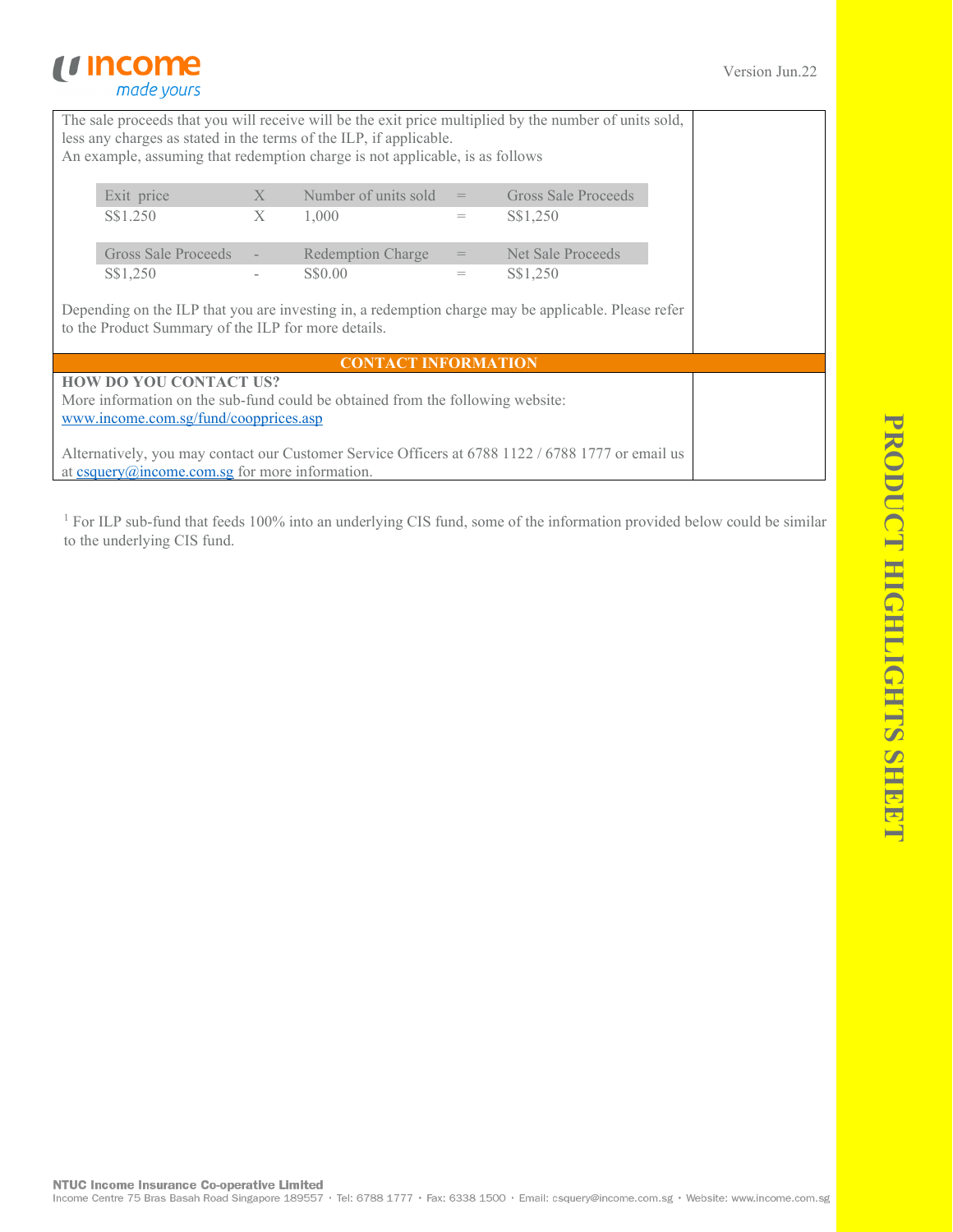The sale proceeds that you will receive will be the exit price multiplied by the number of units sold, less any charges as stated in the terms of the ILP, if applicable.
An example, assuming that redemption charge is not applicable, is as follows

| Exit price | X | Number of units sold | = | Gross Sale Proceeds |
|---|---|---|---|---|
| S$1.250 | X | 1,000 | = | S$1,250 |

| Gross Sale Proceeds | - | Redemption Charge | = | Net Sale Proceeds |
|---|---|---|---|---|
| S$1,250 | - | S$0.00 | = | S$1,250 |

Depending on the ILP that you are investing in, a redemption charge may be applicable. Please refer to the Product Summary of the ILP for more details.

## CONTACT INFORMATION

**HOW DO YOU CONTACT US?**

More information on the sub-fund could be obtained from the following website: www.income.com.sg/fund/coopprices.asp

Alternatively, you may contact our Customer Service Officers at 6788 1122 / 6788 1777 or email us at csquery@income.com.sg for more information.

[1] For ILP sub-fund that feeds 100% into an underlying CIS fund, some of the information provided below could be similar to the underlying CIS fund.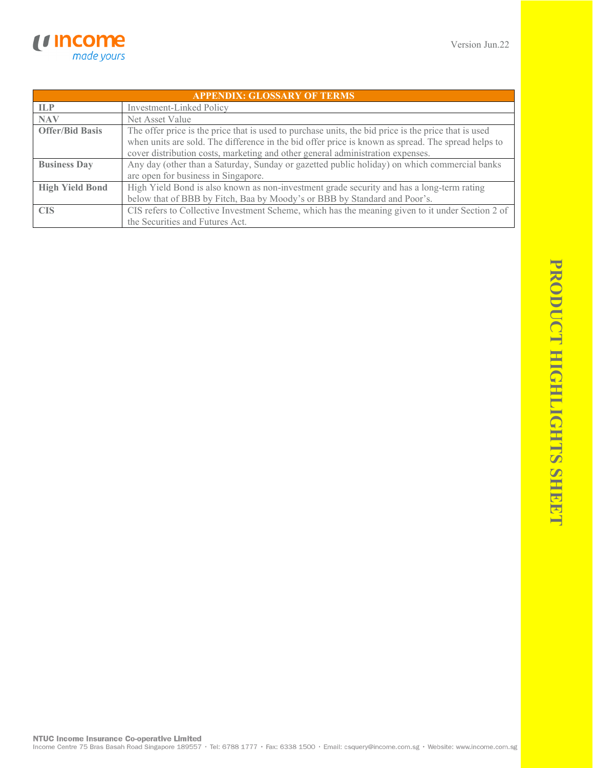| APPENDIX: GLOSSARY OF TERMS | |
|---|---|
| **ILP** | Investment-Linked Policy |
| **NAV** | Net Asset Value |
| **Offer/Bid Basis** | The offer price is the price that is used to purchase units, the bid price is the price that is used when units are sold. The difference in the bid offer price is known as spread. The spread helps to cover distribution costs, marketing and other general administration expenses. |
| **Business Day** | Any day (other than a Saturday, Sunday or gazetted public holiday) on which commercial banks are open for business in Singapore. |
| **High Yield Bond** | High Yield Bond is also known as non-investment grade security and has a long-term rating below that of BBB by Fitch, Baa by Moody's or BBB by Standard and Poor's. |
| **CIS** | CIS refers to Collective Investment Scheme, which has the meaning given to it under Section 2 of the Securities and Futures Act. |